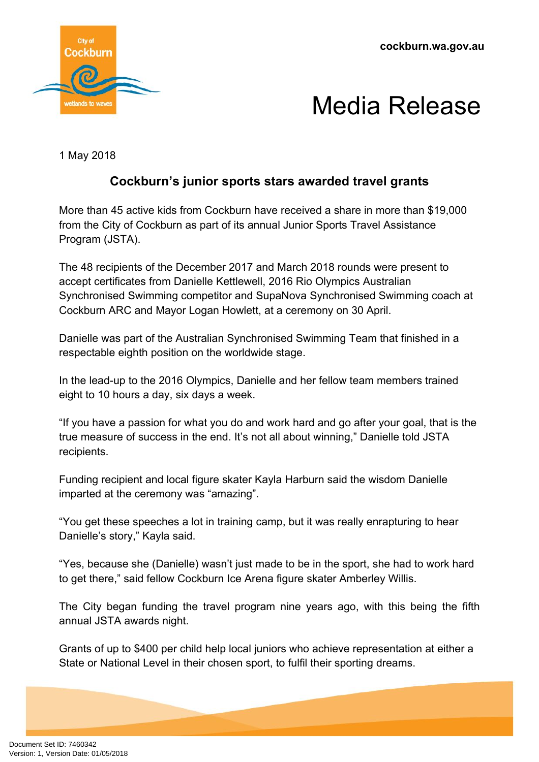cockburn.wa.gov.au

# Media Release

1 May 2018

## Cockburn's junior sports stars awarded travel grants

More than 45 active kids from Cockburn have received a share in more than $19,000 from the City of Cockburn as part of its annual Junior Sports Travel Assistance Program (JSTA).

The 48 recipients of the December 2017 and March 2018 rounds were present to accept certificates from Danielle Kettlewell, 2016 Rio Olympics Australian Synchronised Swimming competitor and SupaNova Synchronised Swimming coach at Cockburn ARC and Mayor Logan Howlett, at a ceremony on 30 April.

Danielle was part of the Australian Synchronised Swimming Team that finished in a respectable eighth position on the worldwide stage.

In the lead-up to the 2016 Olympics, Danielle and her fellow team members trained eight to 10 hours a day, six days a week.

"If you have a passion for what you do and work hard and go after your goal, that is the true measure of success in the end. It's not all about winning," Danielle told JSTA recipients.

Funding recipient and local figure skater Kayla Harburn said the wisdom Danielle imparted at the ceremony was "amazing".

"You get these speeches a lot in training camp, but it was really enrapturing to hear Danielle's story," Kayla said.

"Yes, because she (Danielle) wasn't just made to be in the sport, she had to work hard to get there," said fellow Cockburn Ice Arena figure skater Amberley Willis.

The City began funding the travel program nine years ago, with this being the fifth annual JSTA awards night.

Grants of up to $400 per child help local juniors who achieve representation at either a State or National Level in their chosen sport, to fulfil their sporting dreams.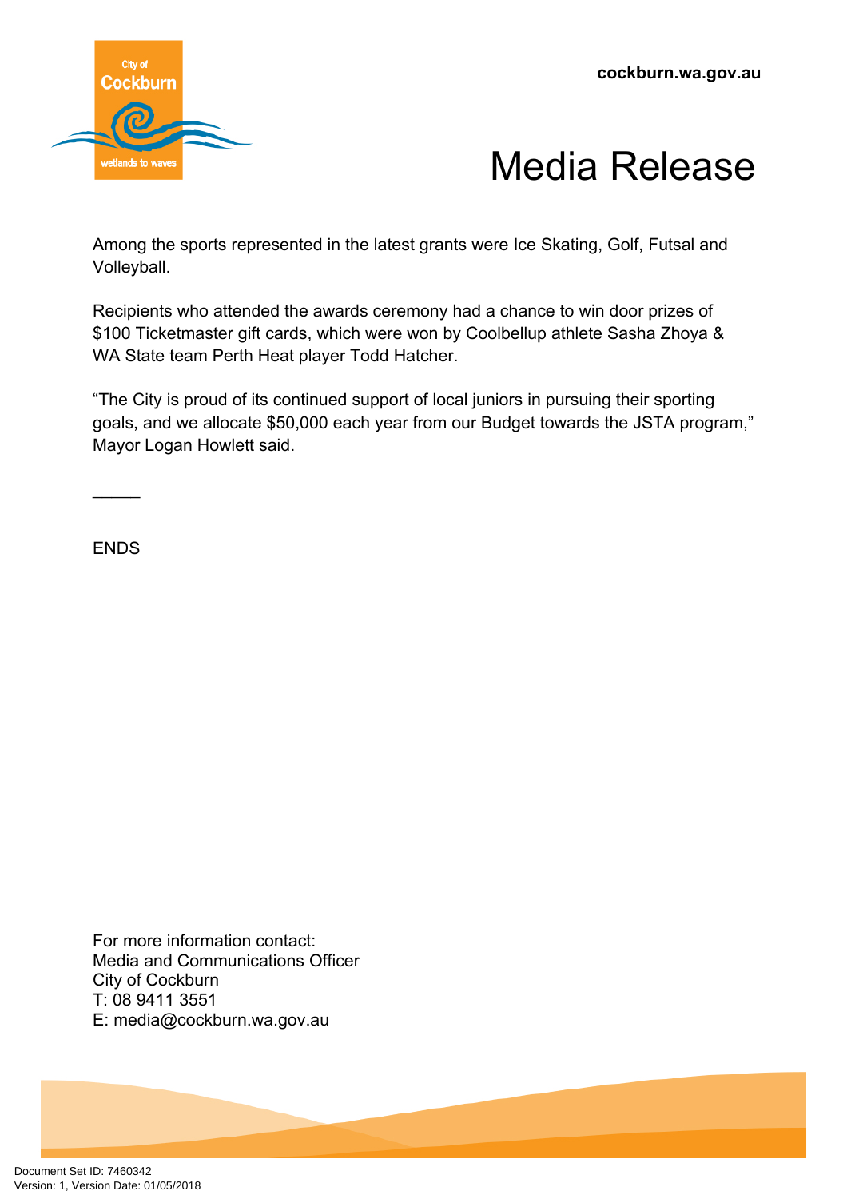Among the sports represented in the latest grants were Ice Skating, Golf, Futsal and Volleyball.

Recipients who attended the awards ceremony had a chance to win door prizes of $100 Ticketmaster gift cards, which were won by Coolbellup athlete Sasha Zhoya & WA State team Perth Heat player Todd Hatcher.

"The City is proud of its continued support of local juniors in pursuing their sporting goals, and we allocate $50,000 each year from our Budget towards the JSTA program," Mayor Logan Howlett said.

_____

ENDS

For more information contact:
Media and Communications Officer
City of Cockburn
T: 08 9411 3551
E: media@cockburn.wa.gov.au